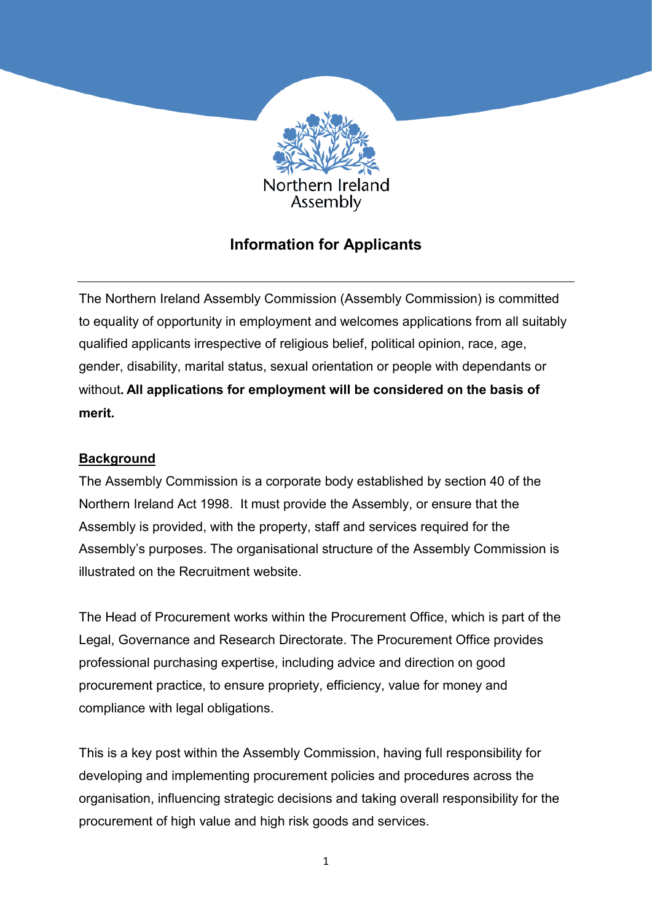Northern Ireland Assembly

# Information for Applicants

The Northern Ireland Assembly Commission (Assembly Commission) is committed to equality of opportunity in employment and welcomes applications from all suitably qualified applicants irrespective of religious belief, political opinion, race, age, gender, disability, marital status, sexual orientation or people with dependants or without**. All applications for employment will be considered on the basis of merit.**

## Background

The Assembly Commission is a corporate body established by section 40 of the Northern Ireland Act 1998. It must provide the Assembly, or ensure that the Assembly is provided, with the property, staff and services required for the Assembly's purposes. The organisational structure of the Assembly Commission is illustrated on the Recruitment website.

The Head of Procurement works within the Procurement Office, which is part of the Legal, Governance and Research Directorate. The Procurement Office provides professional purchasing expertise, including advice and direction on good procurement practice, to ensure propriety, efficiency, value for money and compliance with legal obligations.

This is a key post within the Assembly Commission, having full responsibility for developing and implementing procurement policies and procedures across the organisation, influencing strategic decisions and taking overall responsibility for the procurement of high value and high risk goods and services.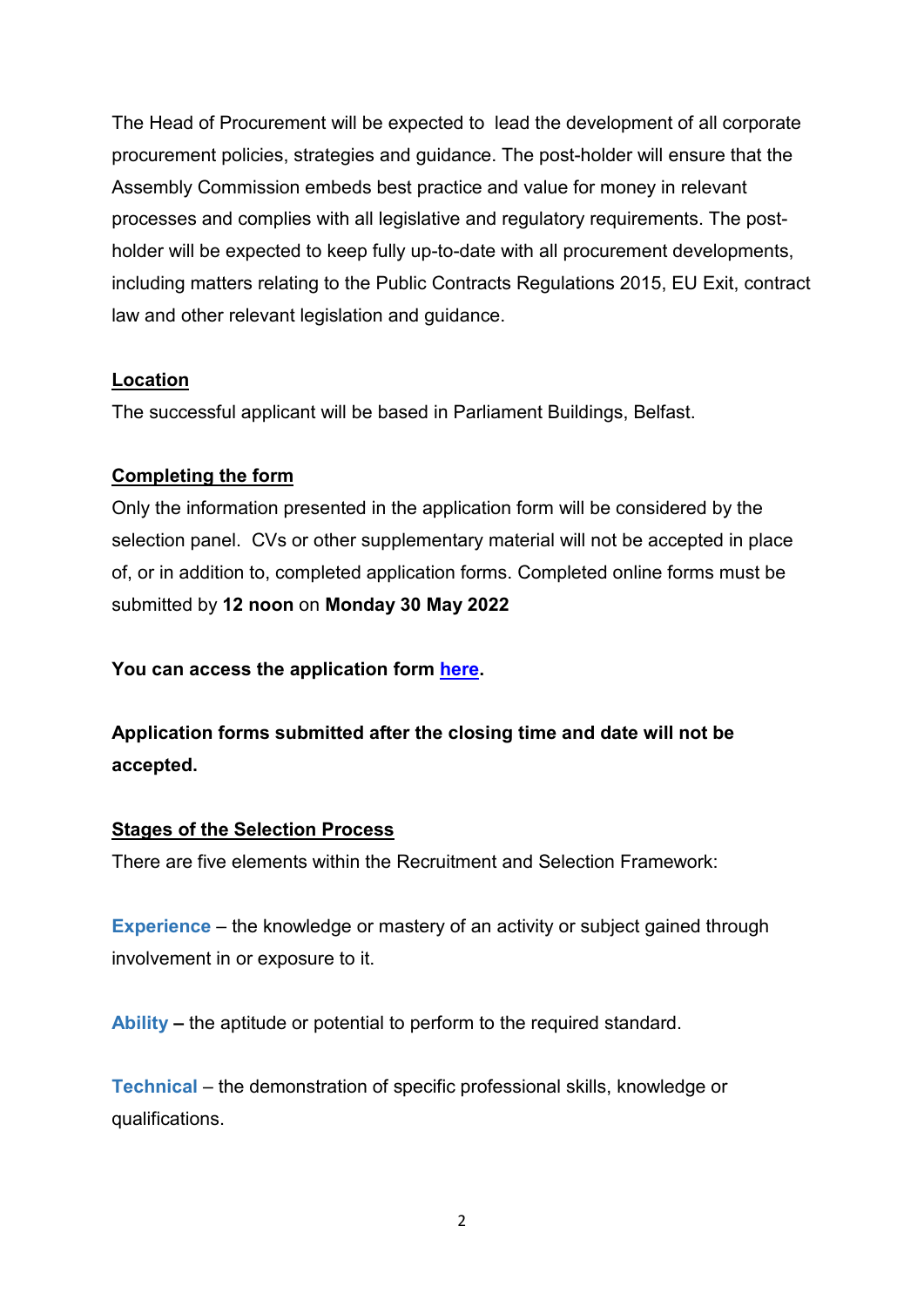The Head of Procurement will be expected to lead the development of all corporate procurement policies, strategies and guidance. The post-holder will ensure that the Assembly Commission embeds best practice and value for money in relevant processes and complies with all legislative and regulatory requirements. The post-holder will be expected to keep fully up-to-date with all procurement developments, including matters relating to the Public Contracts Regulations 2015, EU Exit, contract law and other relevant legislation and guidance.

## Location

The successful applicant will be based in Parliament Buildings, Belfast.

## Completing the form

Only the information presented in the application form will be considered by the selection panel. CVs or other supplementary material will not be accepted in place of, or in addition to, completed application forms. Completed online forms must be submitted by **12 noon** on **Monday 30 May 2022**

**You can access the application form here.**

**Application forms submitted after the closing time and date will not be accepted.**

## Stages of the Selection Process

There are five elements within the Recruitment and Selection Framework:

**Experience** – the knowledge or mastery of an activity or subject gained through involvement in or exposure to it.

**Ability –** the aptitude or potential to perform to the required standard.

**Technical** – the demonstration of specific professional skills, knowledge or qualifications.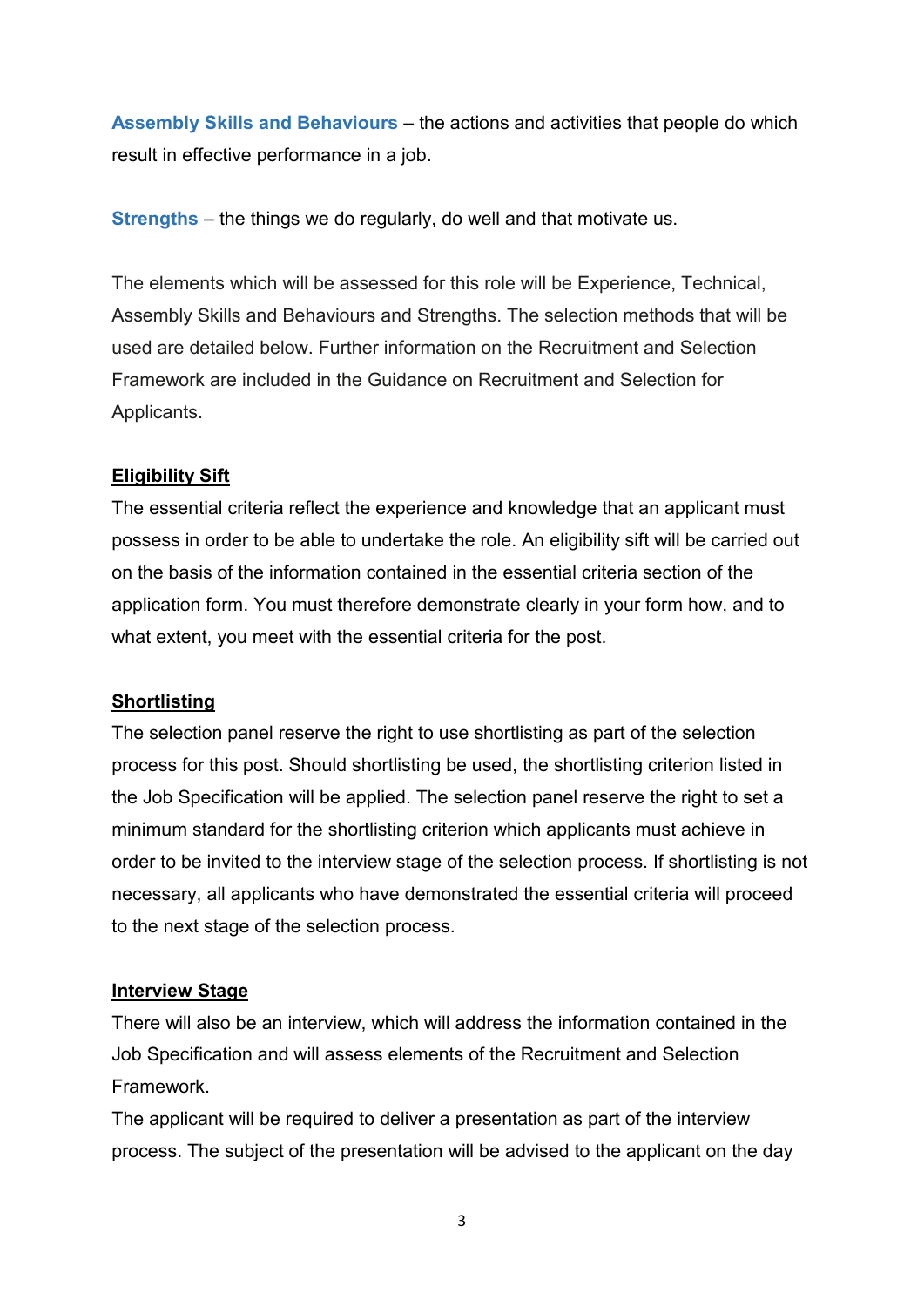**Assembly Skills and Behaviours** – the actions and activities that people do which result in effective performance in a job.

**Strengths** – the things we do regularly, do well and that motivate us.

The elements which will be assessed for this role will be Experience, Technical, Assembly Skills and Behaviours and Strengths. The selection methods that will be used are detailed below. Further information on the Recruitment and Selection Framework are included in the Guidance on Recruitment and Selection for Applicants.

**Eligibility Sift**

The essential criteria reflect the experience and knowledge that an applicant must possess in order to be able to undertake the role. An eligibility sift will be carried out on the basis of the information contained in the essential criteria section of the application form. You must therefore demonstrate clearly in your form how, and to what extent, you meet with the essential criteria for the post.

**Shortlisting**

The selection panel reserve the right to use shortlisting as part of the selection process for this post. Should shortlisting be used, the shortlisting criterion listed in the Job Specification will be applied. The selection panel reserve the right to set a minimum standard for the shortlisting criterion which applicants must achieve in order to be invited to the interview stage of the selection process. If shortlisting is not necessary, all applicants who have demonstrated the essential criteria will proceed to the next stage of the selection process.

**Interview Stage**

There will also be an interview, which will address the information contained in the Job Specification and will assess elements of the Recruitment and Selection Framework.

The applicant will be required to deliver a presentation as part of the interview process. The subject of the presentation will be advised to the applicant on the day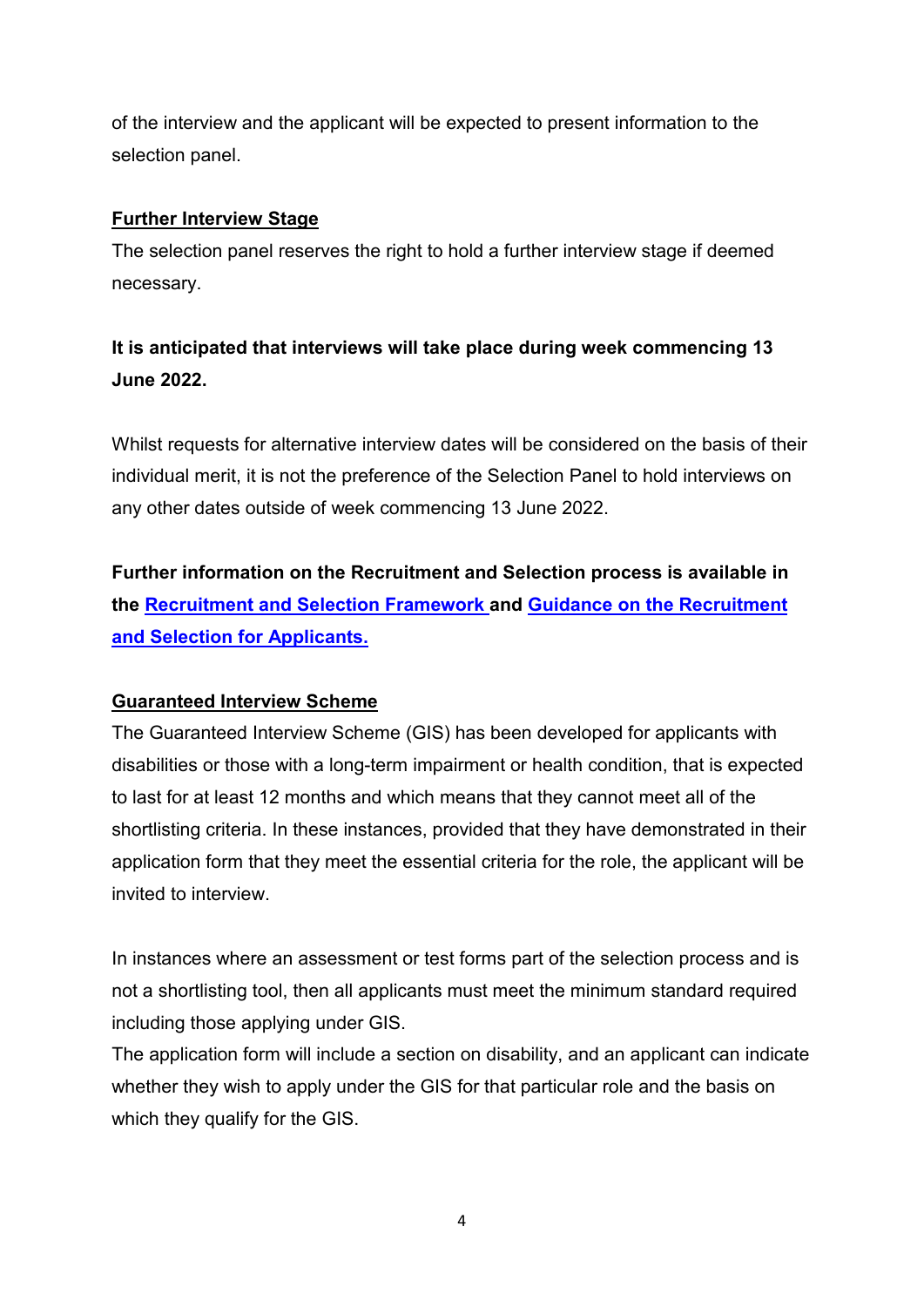of the interview and the applicant will be expected to present information to the selection panel.

**Further Interview Stage**

The selection panel reserves the right to hold a further interview stage if deemed necessary.

**It is anticipated that interviews will take place during week commencing 13 June 2022.**

Whilst requests for alternative interview dates will be considered on the basis of their individual merit, it is not the preference of the Selection Panel to hold interviews on any other dates outside of week commencing 13 June 2022.

**Further information on the Recruitment and Selection process is available in the Recruitment and Selection Framework and Guidance on the Recruitment and Selection for Applicants.**

**Guaranteed Interview Scheme**

The Guaranteed Interview Scheme (GIS) has been developed for applicants with disabilities or those with a long-term impairment or health condition, that is expected to last for at least 12 months and which means that they cannot meet all of the shortlisting criteria. In these instances, provided that they have demonstrated in their application form that they meet the essential criteria for the role, the applicant will be invited to interview.

In instances where an assessment or test forms part of the selection process and is not a shortlisting tool, then all applicants must meet the minimum standard required including those applying under GIS.

The application form will include a section on disability, and an applicant can indicate whether they wish to apply under the GIS for that particular role and the basis on which they qualify for the GIS.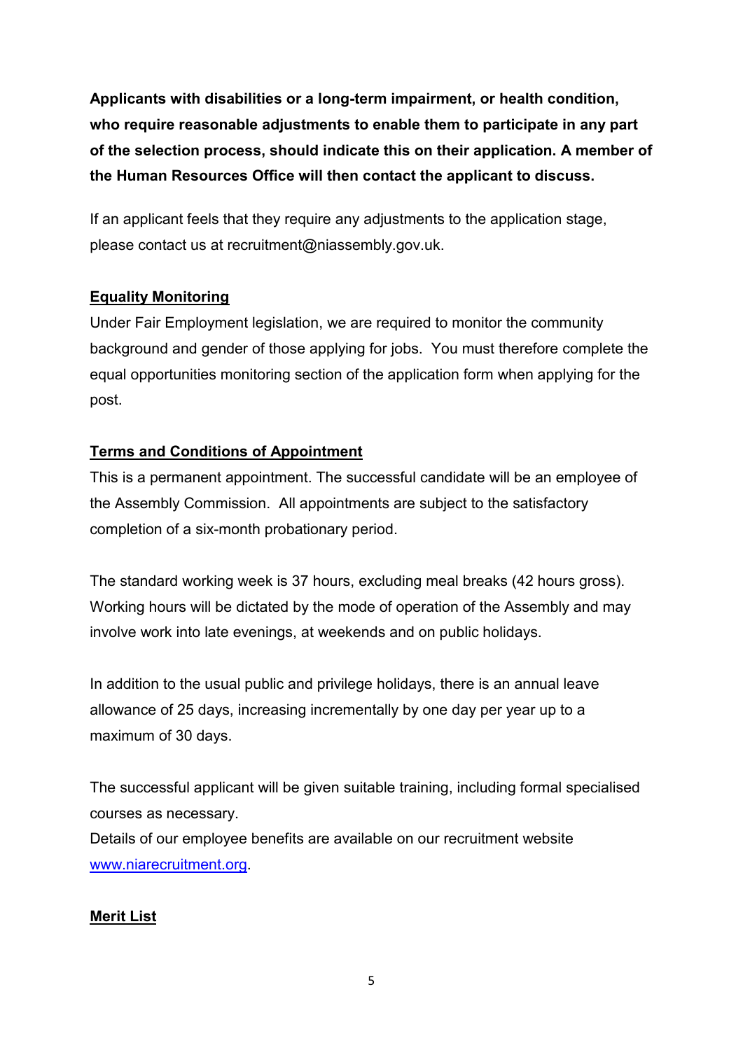**Applicants with disabilities or a long-term impairment, or health condition, who require reasonable adjustments to enable them to participate in any part of the selection process, should indicate this on their application. A member of the Human Resources Office will then contact the applicant to discuss.**

If an applicant feels that they require any adjustments to the application stage, please contact us at recruitment@niassembly.gov.uk.

## Equality Monitoring

Under Fair Employment legislation, we are required to monitor the community background and gender of those applying for jobs. You must therefore complete the equal opportunities monitoring section of the application form when applying for the post.

## Terms and Conditions of Appointment

This is a permanent appointment. The successful candidate will be an employee of the Assembly Commission. All appointments are subject to the satisfactory completion of a six-month probationary period.

The standard working week is 37 hours, excluding meal breaks (42 hours gross). Working hours will be dictated by the mode of operation of the Assembly and may involve work into late evenings, at weekends and on public holidays.

In addition to the usual public and privilege holidays, there is an annual leave allowance of 25 days, increasing incrementally by one day per year up to a maximum of 30 days.

The successful applicant will be given suitable training, including formal specialised courses as necessary.
Details of our employee benefits are available on our recruitment website [www.niarecruitment.org](http://www.niarecruitment.org).

## Merit List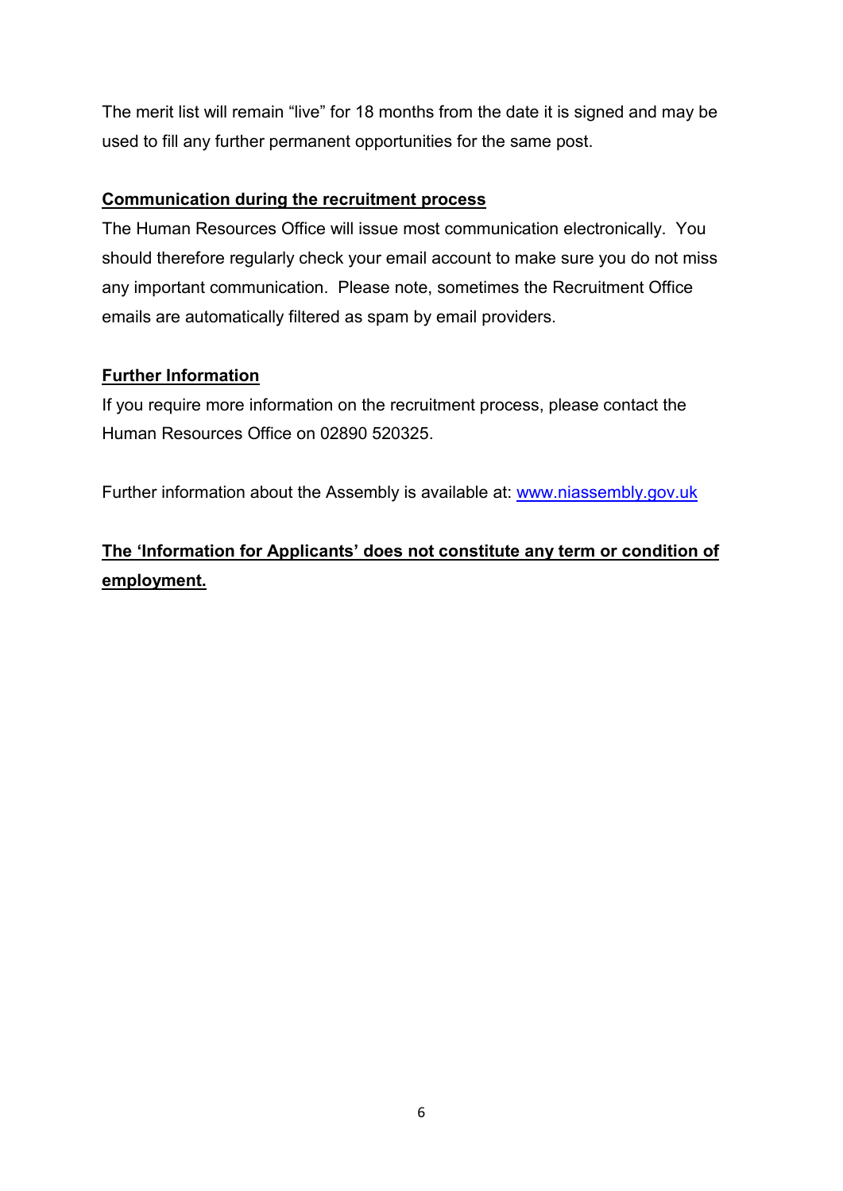The merit list will remain "live" for 18 months from the date it is signed and may be used to fill any further permanent opportunities for the same post.

**Communication during the recruitment process**

The Human Resources Office will issue most communication electronically. You should therefore regularly check your email account to make sure you do not miss any important communication. Please note, sometimes the Recruitment Office emails are automatically filtered as spam by email providers.

**Further Information**

If you require more information on the recruitment process, please contact the Human Resources Office on 02890 520325.

Further information about the Assembly is available at: [www.niassembly.gov.uk](http://www.niassembly.gov.uk)

**The 'Information for Applicants' does not constitute any term or condition of employment.**